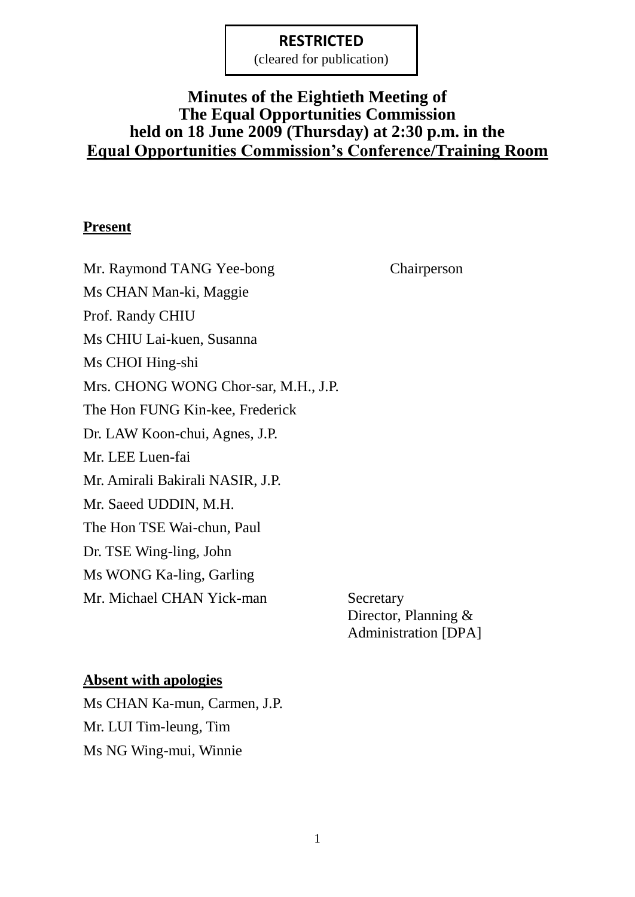**RESTRICTED**
(cleared for publication)

# Minutes of the Eightieth Meeting of The Equal Opportunities Commission held on 18 June 2009 (Thursday) at 2:30 p.m. in the Equal Opportunities Commission's Conference/Training Room

## Present

| | |
|---|---|
| Mr. Raymond TANG Yee-bong | Chairperson |
| Ms CHAN Man-ki, Maggie | |
| Prof. Randy CHIU | |
| Ms CHIU Lai-kuen, Susanna | |
| Ms CHOI Hing-shi | |
| Mrs. CHONG WONG Chor-sar, M.H., J.P. | |
| The Hon FUNG Kin-kee, Frederick | |
| Dr. LAW Koon-chui, Agnes, J.P. | |
| Mr. LEE Luen-fai | |
| Mr. Amirali Bakirali NASIR, J.P. | |
| Mr. Saeed UDDIN, M.H. | |
| The Hon TSE Wai-chun, Paul | |
| Dr. TSE Wing-ling, John | |
| Ms WONG Ka-ling, Garling | |
| Mr. Michael CHAN Yick-man | Secretary<br>Director, Planning & Administration [DPA] |

## Absent with apologies

Ms CHAN Ka-mun, Carmen, J.P.
Mr. LUI Tim-leung, Tim
Ms NG Wing-mui, Winnie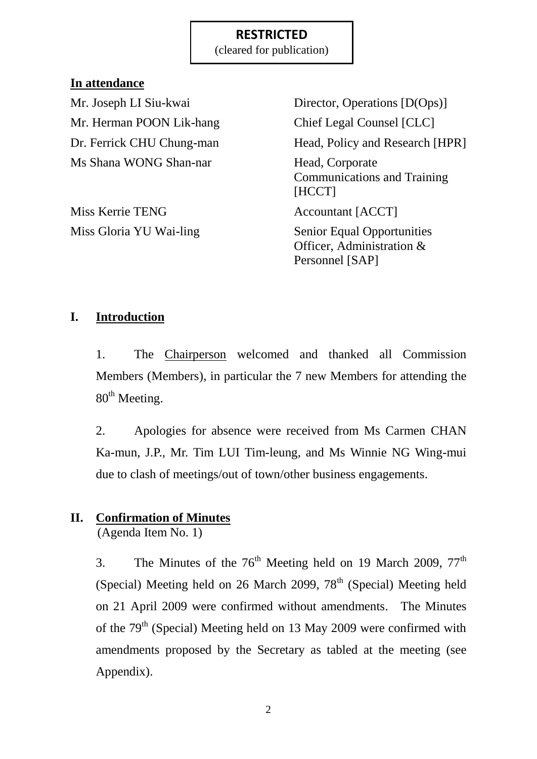**RESTRICTED**
(cleared for publication)

**In attendance**

| | |
|---|---|
| Mr. Joseph LI Siu-kwai | Director, Operations [D(Ops)] |
| Mr. Herman POON Lik-hang | Chief Legal Counsel [CLC] |
| Dr. Ferrick CHU Chung-man | Head, Policy and Research [HPR] |
| Ms Shana WONG Shan-nar | Head, Corporate Communications and Training [HCCT] |
| Miss Kerrie TENG | Accountant [ACCT] |
| Miss Gloria YU Wai-ling | Senior Equal Opportunities Officer, Administration & Personnel [SAP] |

## I. Introduction

1. The Chairperson welcomed and thanked all Commission Members (Members), in particular the 7 new Members for attending the 80th Meeting.

2. Apologies for absence were received from Ms Carmen CHAN Ka-mun, J.P., Mr. Tim LUI Tim-leung, and Ms Winnie NG Wing-mui due to clash of meetings/out of town/other business engagements.

## II. Confirmation of Minutes

(Agenda Item No. 1)

3. The Minutes of the 76th Meeting held on 19 March 2009, 77th (Special) Meeting held on 26 March 2099, 78th (Special) Meeting held on 21 April 2009 were confirmed without amendments. The Minutes of the 79th (Special) Meeting held on 13 May 2009 were confirmed with amendments proposed by the Secretary as tabled at the meeting (see Appendix).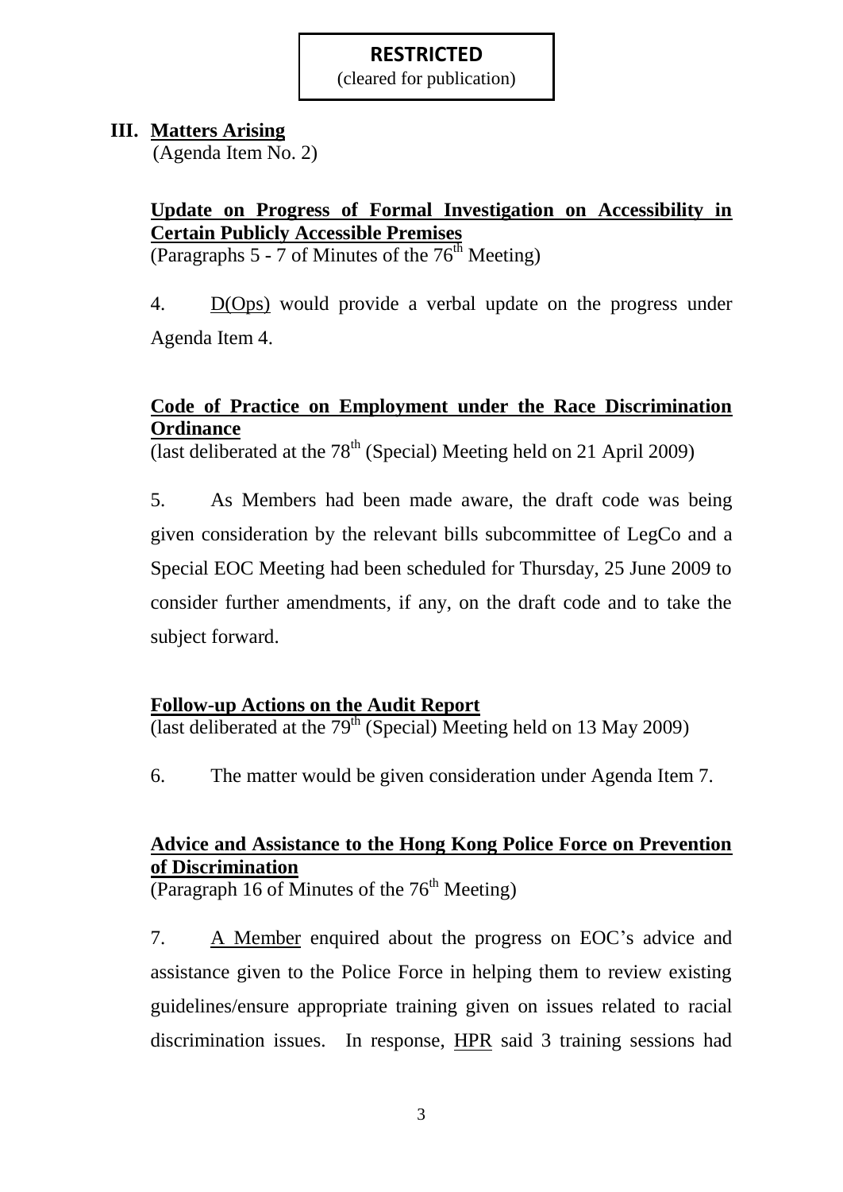**RESTRICTED**
(cleared for publication)

## III. Matters Arising
(Agenda Item No. 2)

**Update on Progress of Formal Investigation on Accessibility in Certain Publicly Accessible Premises**
(Paragraphs 5 - 7 of Minutes of the 76th Meeting)

4. D(Ops) would provide a verbal update on the progress under Agenda Item 4.

**Code of Practice on Employment under the Race Discrimination Ordinance**
(last deliberated at the 78th (Special) Meeting held on 21 April 2009)

5. As Members had been made aware, the draft code was being given consideration by the relevant bills subcommittee of LegCo and a Special EOC Meeting had been scheduled for Thursday, 25 June 2009 to consider further amendments, if any, on the draft code and to take the subject forward.

**Follow-up Actions on the Audit Report**
(last deliberated at the 79th (Special) Meeting held on 13 May 2009)

6. The matter would be given consideration under Agenda Item 7.

**Advice and Assistance to the Hong Kong Police Force on Prevention of Discrimination**
(Paragraph 16 of Minutes of the 76th Meeting)

7. A Member enquired about the progress on EOC's advice and assistance given to the Police Force in helping them to review existing guidelines/ensure appropriate training given on issues related to racial discrimination issues. In response, HPR said 3 training sessions had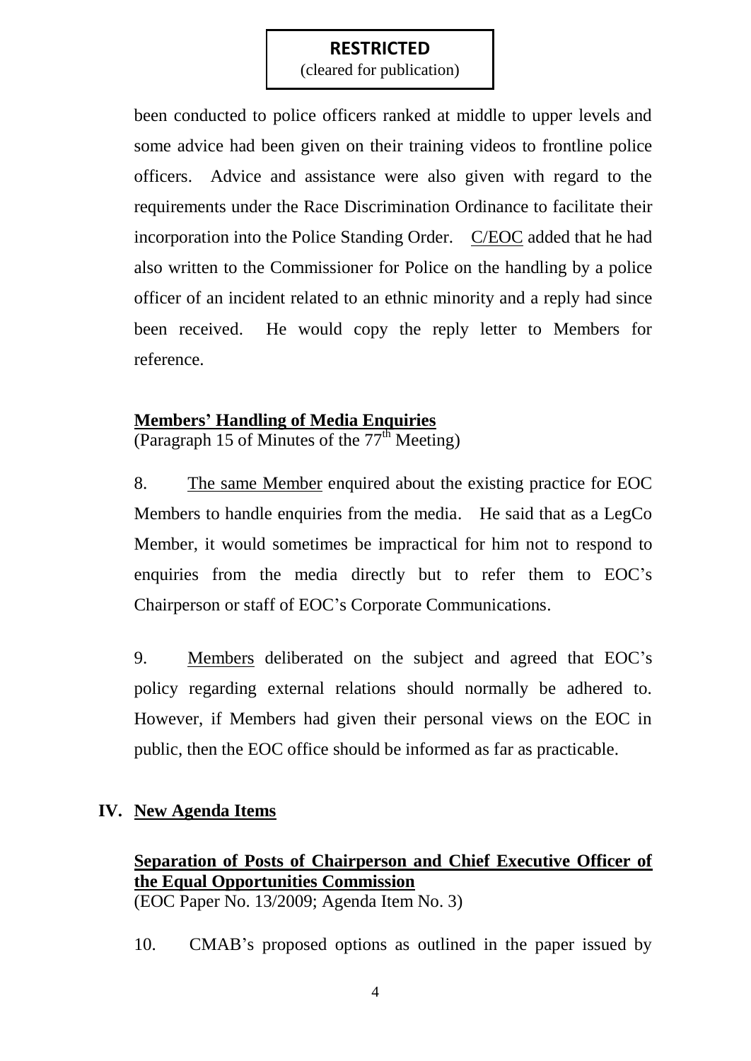**RESTRICTED**
(cleared for publication)

been conducted to police officers ranked at middle to upper levels and some advice had been given on their training videos to frontline police officers. Advice and assistance were also given with regard to the requirements under the Race Discrimination Ordinance to facilitate their incorporation into the Police Standing Order. C/EOC added that he had also written to the Commissioner for Police on the handling by a police officer of an incident related to an ethnic minority and a reply had since been received. He would copy the reply letter to Members for reference.

**Members' Handling of Media Enquiries**
(Paragraph 15 of Minutes of the 77th Meeting)

8. The same Member enquired about the existing practice for EOC Members to handle enquiries from the media. He said that as a LegCo Member, it would sometimes be impractical for him not to respond to enquiries from the media directly but to refer them to EOC's Chairperson or staff of EOC's Corporate Communications.

9. Members deliberated on the subject and agreed that EOC's policy regarding external relations should normally be adhered to. However, if Members had given their personal views on the EOC in public, then the EOC office should be informed as far as practicable.

## IV. New Agenda Items

**Separation of Posts of Chairperson and Chief Executive Officer of the Equal Opportunities Commission**
(EOC Paper No. 13/2009; Agenda Item No. 3)

10. CMAB's proposed options as outlined in the paper issued by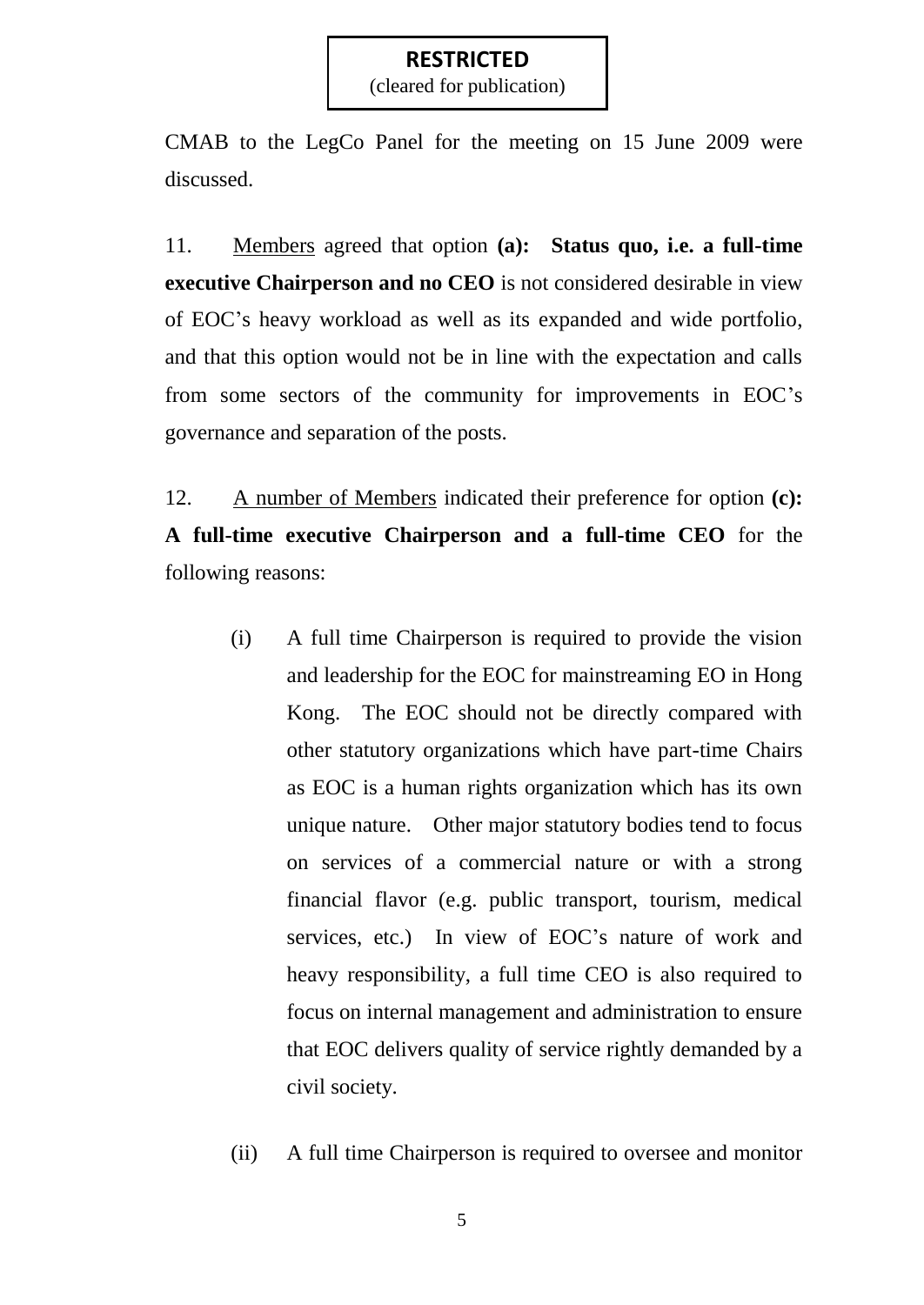**RESTRICTED**
(cleared for publication)

CMAB to the LegCo Panel for the meeting on 15 June 2009 were discussed.

11. Members agreed that option **(a): Status quo, i.e. a full-time executive Chairperson and no CEO** is not considered desirable in view of EOC's heavy workload as well as its expanded and wide portfolio, and that this option would not be in line with the expectation and calls from some sectors of the community for improvements in EOC's governance and separation of the posts.

12. A number of Members indicated their preference for option **(c): A full-time executive Chairperson and a full-time CEO** for the following reasons:

(i) A full time Chairperson is required to provide the vision and leadership for the EOC for mainstreaming EO in Hong Kong. The EOC should not be directly compared with other statutory organizations which have part-time Chairs as EOC is a human rights organization which has its own unique nature. Other major statutory bodies tend to focus on services of a commercial nature or with a strong financial flavor (e.g. public transport, tourism, medical services, etc.) In view of EOC's nature of work and heavy responsibility, a full time CEO is also required to focus on internal management and administration to ensure that EOC delivers quality of service rightly demanded by a civil society.

(ii) A full time Chairperson is required to oversee and monitor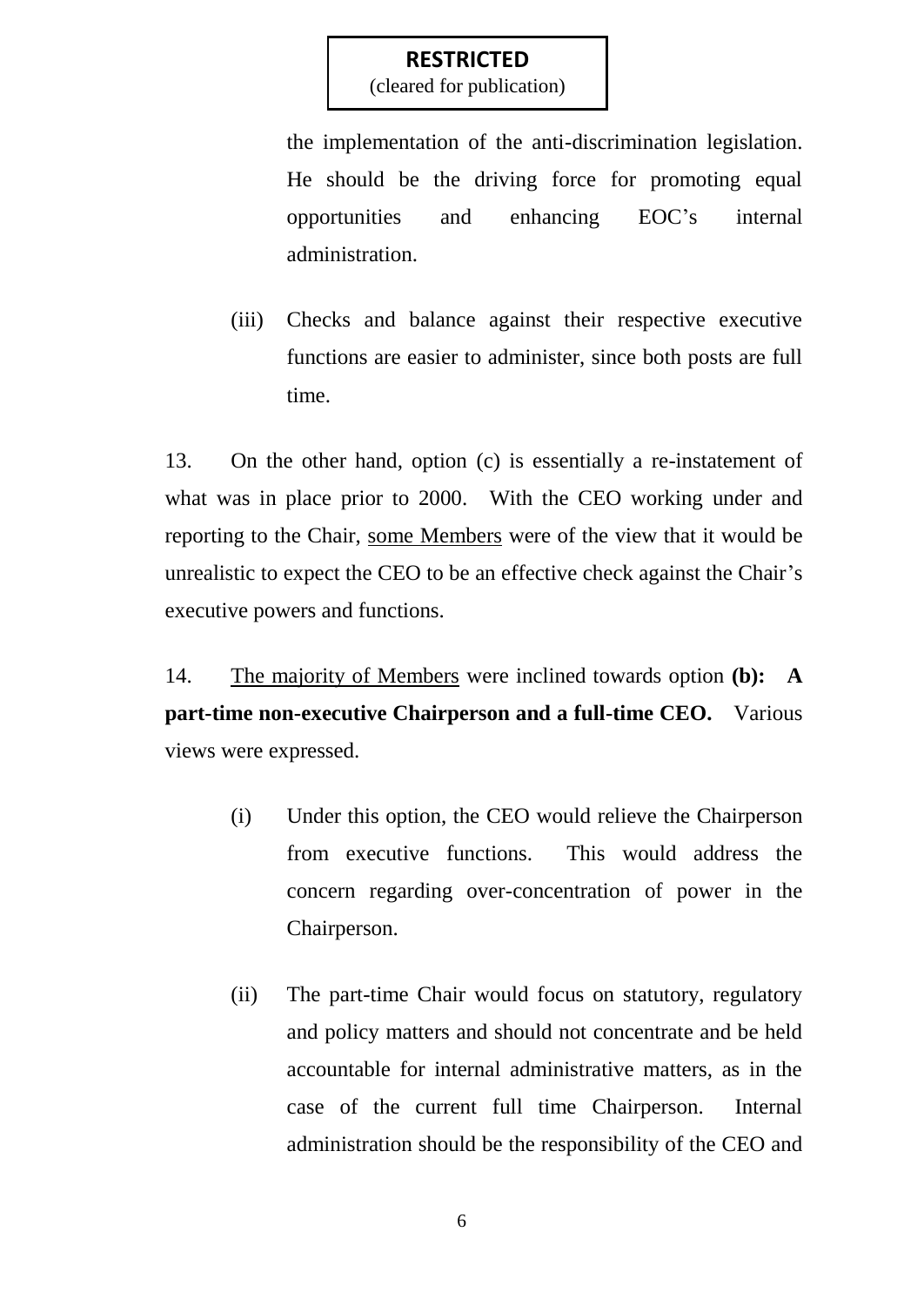the implementation of the anti-discrimination legislation. He should be the driving force for promoting equal opportunities and enhancing EOC's internal administration.

(iii) Checks and balance against their respective executive functions are easier to administer, since both posts are full time.

13. On the other hand, option (c) is essentially a re-instatement of what was in place prior to 2000. With the CEO working under and reporting to the Chair, <u>some Members</u> were of the view that it would be unrealistic to expect the CEO to be an effective check against the Chair's executive powers and functions.

14. <u>The majority of Members</u> were inclined towards option **(b): A part-time non-executive Chairperson and a full-time CEO.** Various views were expressed.

(i) Under this option, the CEO would relieve the Chairperson from executive functions. This would address the concern regarding over-concentration of power in the Chairperson.

(ii) The part-time Chair would focus on statutory, regulatory and policy matters and should not concentrate and be held accountable for internal administrative matters, as in the case of the current full time Chairperson. Internal administration should be the responsibility of the CEO and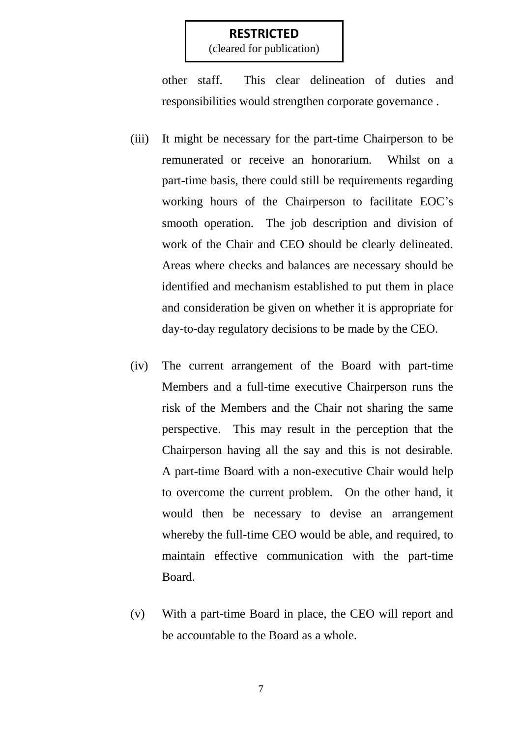**RESTRICTED**
(cleared for publication)

other staff. This clear delineation of duties and responsibilities would strengthen corporate governance .

(iii) It might be necessary for the part-time Chairperson to be remunerated or receive an honorarium. Whilst on a part-time basis, there could still be requirements regarding working hours of the Chairperson to facilitate EOC's smooth operation. The job description and division of work of the Chair and CEO should be clearly delineated. Areas where checks and balances are necessary should be identified and mechanism established to put them in place and consideration be given on whether it is appropriate for day-to-day regulatory decisions to be made by the CEO.

(iv) The current arrangement of the Board with part-time Members and a full-time executive Chairperson runs the risk of the Members and the Chair not sharing the same perspective. This may result in the perception that the Chairperson having all the say and this is not desirable. A part-time Board with a non-executive Chair would help to overcome the current problem. On the other hand, it would then be necessary to devise an arrangement whereby the full-time CEO would be able, and required, to maintain effective communication with the part-time Board.

(v) With a part-time Board in place, the CEO will report and be accountable to the Board as a whole.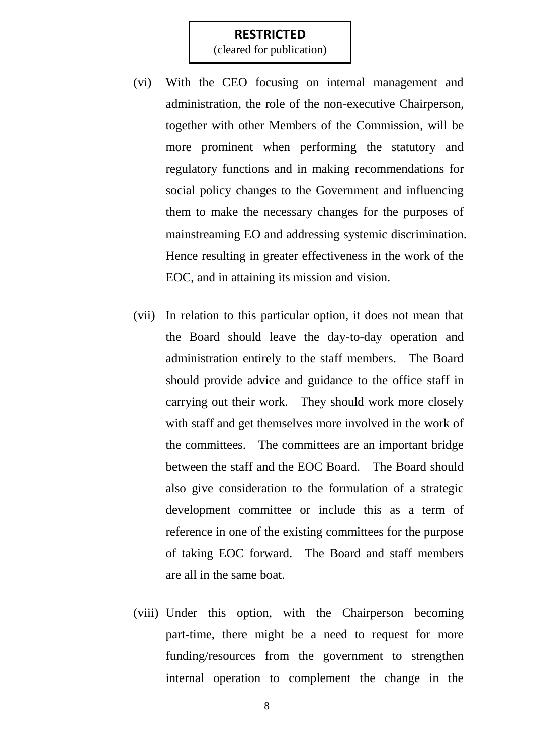**RESTRICTED**
(cleared for publication)

(vi) With the CEO focusing on internal management and administration, the role of the non-executive Chairperson, together with other Members of the Commission, will be more prominent when performing the statutory and regulatory functions and in making recommendations for social policy changes to the Government and influencing them to make the necessary changes for the purposes of mainstreaming EO and addressing systemic discrimination. Hence resulting in greater effectiveness in the work of the EOC, and in attaining its mission and vision.

(vii) In relation to this particular option, it does not mean that the Board should leave the day-to-day operation and administration entirely to the staff members. The Board should provide advice and guidance to the office staff in carrying out their work. They should work more closely with staff and get themselves more involved in the work of the committees. The committees are an important bridge between the staff and the EOC Board. The Board should also give consideration to the formulation of a strategic development committee or include this as a term of reference in one of the existing committees for the purpose of taking EOC forward. The Board and staff members are all in the same boat.

(viii) Under this option, with the Chairperson becoming part-time, there might be a need to request for more funding/resources from the government to strengthen internal operation to complement the change in the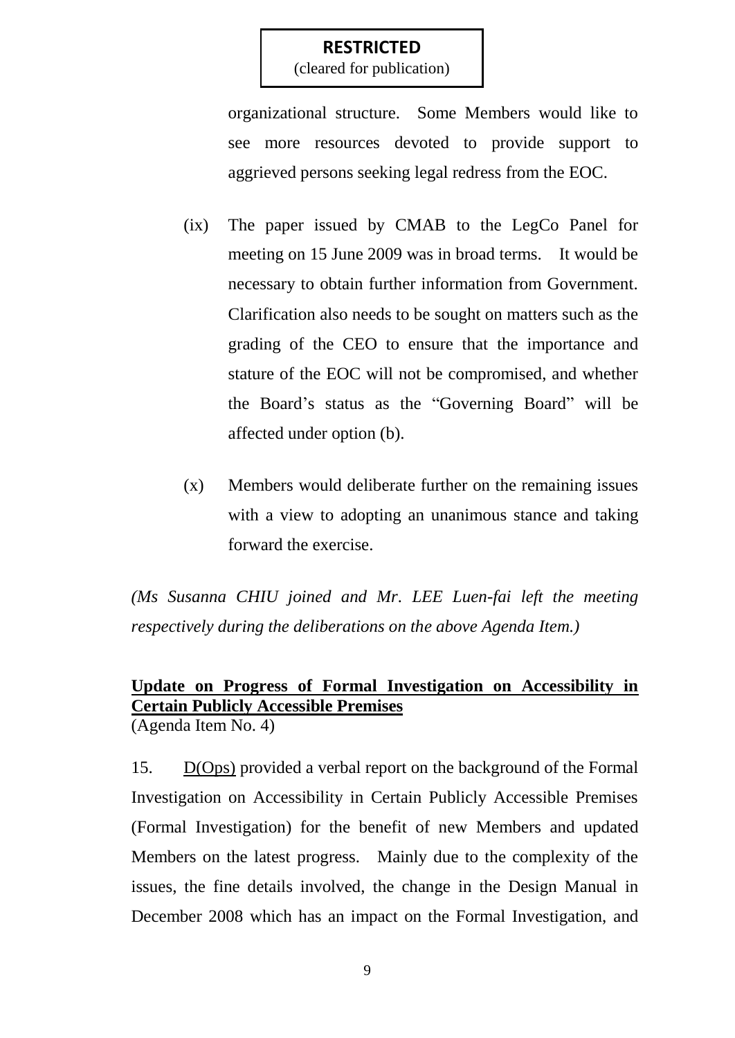**RESTRICTED**
(cleared for publication)

organizational structure. Some Members would like to see more resources devoted to provide support to aggrieved persons seeking legal redress from the EOC.

(ix) The paper issued by CMAB to the LegCo Panel for meeting on 15 June 2009 was in broad terms. It would be necessary to obtain further information from Government. Clarification also needs to be sought on matters such as the grading of the CEO to ensure that the importance and stature of the EOC will not be compromised, and whether the Board's status as the "Governing Board" will be affected under option (b).

(x) Members would deliberate further on the remaining issues with a view to adopting an unanimous stance and taking forward the exercise.

*(Ms Susanna CHIU joined and Mr. LEE Luen-fai left the meeting respectively during the deliberations on the above Agenda Item.)*

**Update on Progress of Formal Investigation on Accessibility in Certain Publicly Accessible Premises**
(Agenda Item No. 4)

15. D(Ops) provided a verbal report on the background of the Formal Investigation on Accessibility in Certain Publicly Accessible Premises (Formal Investigation) for the benefit of new Members and updated Members on the latest progress. Mainly due to the complexity of the issues, the fine details involved, the change in the Design Manual in December 2008 which has an impact on the Formal Investigation, and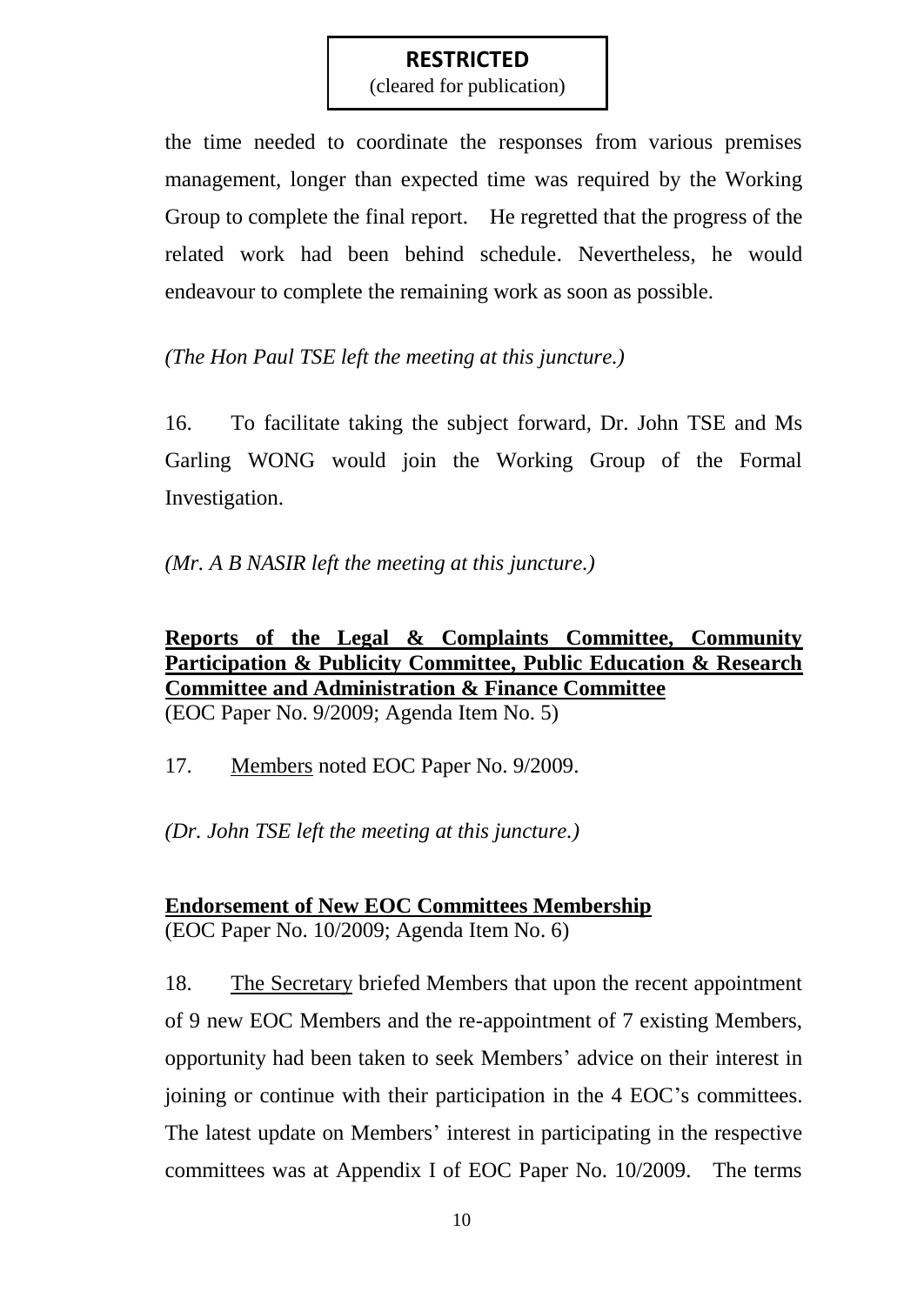**RESTRICTED**
(cleared for publication)

the time needed to coordinate the responses from various premises management, longer than expected time was required by the Working Group to complete the final report. He regretted that the progress of the related work had been behind schedule. Nevertheless, he would endeavour to complete the remaining work as soon as possible.

*(The Hon Paul TSE left the meeting at this juncture.)*

16. To facilitate taking the subject forward, Dr. John TSE and Ms Garling WONG would join the Working Group of the Formal Investigation.

*(Mr. A B NASIR left the meeting at this juncture.)*

**Reports of the Legal & Complaints Committee, Community Participation & Publicity Committee, Public Education & Research Committee and Administration & Finance Committee**
(EOC Paper No. 9/2009; Agenda Item No. 5)

17. Members noted EOC Paper No. 9/2009.

*(Dr. John TSE left the meeting at this juncture.)*

**Endorsement of New EOC Committees Membership**
(EOC Paper No. 10/2009; Agenda Item No. 6)

18. The Secretary briefed Members that upon the recent appointment of 9 new EOC Members and the re-appointment of 7 existing Members, opportunity had been taken to seek Members' advice on their interest in joining or continue with their participation in the 4 EOC's committees. The latest update on Members' interest in participating in the respective committees was at Appendix I of EOC Paper No. 10/2009. The terms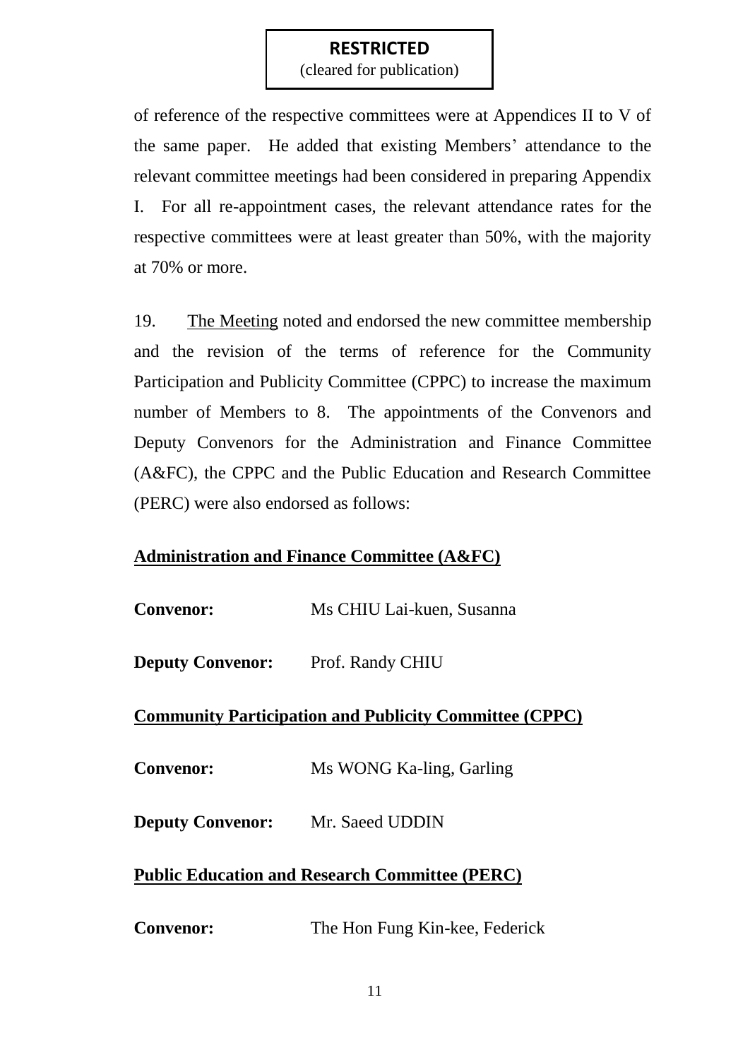**RESTRICTED**
(cleared for publication)

of reference of the respective committees were at Appendices II to V of the same paper. He added that existing Members' attendance to the relevant committee meetings had been considered in preparing Appendix I. For all re-appointment cases, the relevant attendance rates for the respective committees were at least greater than 50%, with the majority at 70% or more.

19. The Meeting noted and endorsed the new committee membership and the revision of the terms of reference for the Community Participation and Publicity Committee (CPPC) to increase the maximum number of Members to 8. The appointments of the Convenors and Deputy Convenors for the Administration and Finance Committee (A&FC), the CPPC and the Public Education and Research Committee (PERC) were also endorsed as follows:

**Administration and Finance Committee (A&FC)**

**Convenor:** Ms CHIU Lai-kuen, Susanna

**Deputy Convenor:** Prof. Randy CHIU

**Community Participation and Publicity Committee (CPPC)**

**Convenor:** Ms WONG Ka-ling, Garling

**Deputy Convenor:** Mr. Saeed UDDIN

**Public Education and Research Committee (PERC)**

**Convenor:** The Hon Fung Kin-kee, Federick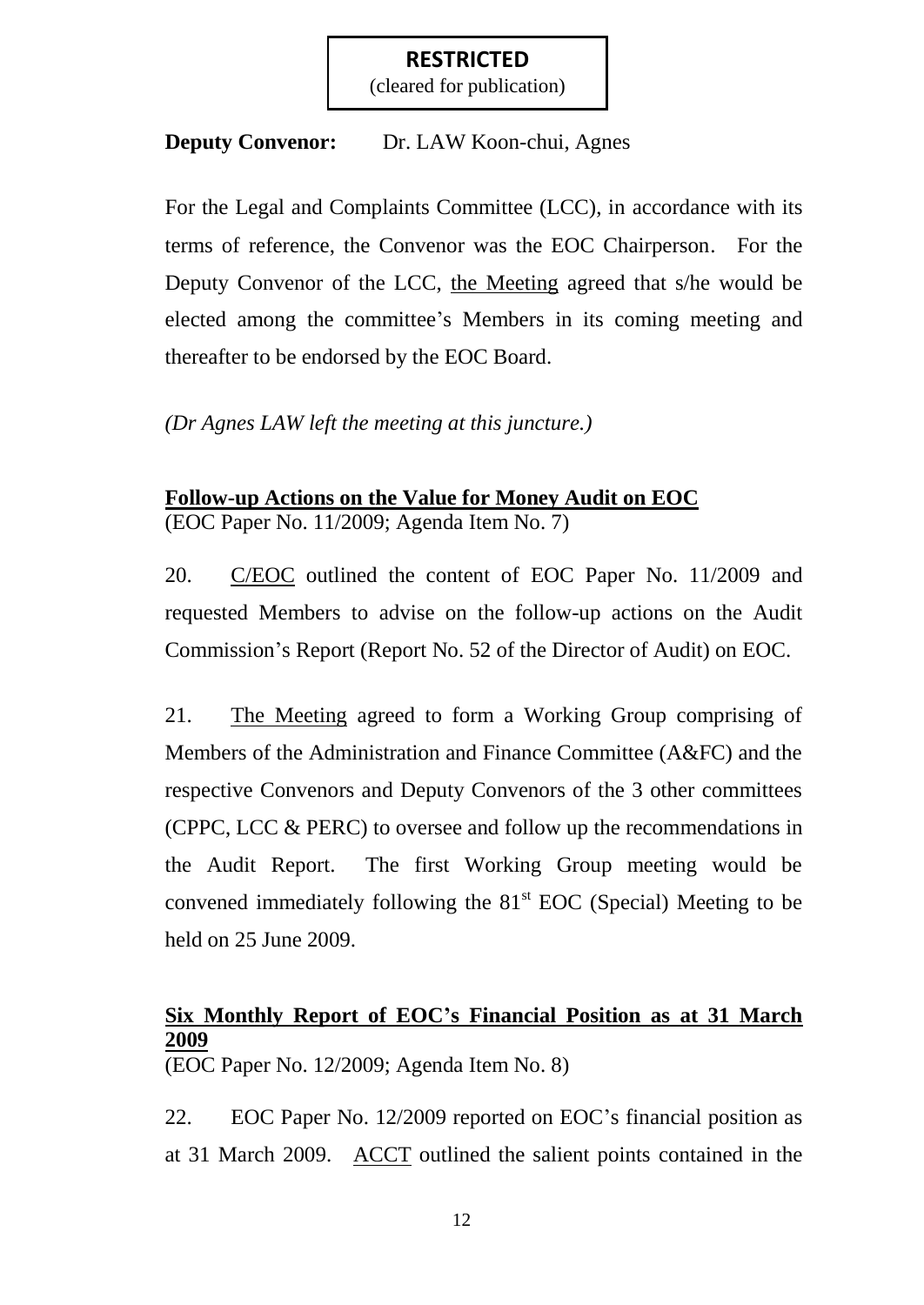**RESTRICTED**
(cleared for publication)

**Deputy Convenor:** Dr. LAW Koon-chui, Agnes

For the Legal and Complaints Committee (LCC), in accordance with its terms of reference, the Convenor was the EOC Chairperson. For the Deputy Convenor of the LCC, the Meeting agreed that s/he would be elected among the committee's Members in its coming meeting and thereafter to be endorsed by the EOC Board.

*(Dr Agnes LAW left the meeting at this juncture.)*

**Follow-up Actions on the Value for Money Audit on EOC**
(EOC Paper No. 11/2009; Agenda Item No. 7)

20. C/EOC outlined the content of EOC Paper No. 11/2009 and requested Members to advise on the follow-up actions on the Audit Commission's Report (Report No. 52 of the Director of Audit) on EOC.

21. The Meeting agreed to form a Working Group comprising of Members of the Administration and Finance Committee (A&FC) and the respective Convenors and Deputy Convenors of the 3 other committees (CPPC, LCC & PERC) to oversee and follow up the recommendations in the Audit Report. The first Working Group meeting would be convened immediately following the 81st EOC (Special) Meeting to be held on 25 June 2009.

**Six Monthly Report of EOC's Financial Position as at 31 March 2009**
(EOC Paper No. 12/2009; Agenda Item No. 8)

22. EOC Paper No. 12/2009 reported on EOC's financial position as at 31 March 2009. ACCT outlined the salient points contained in the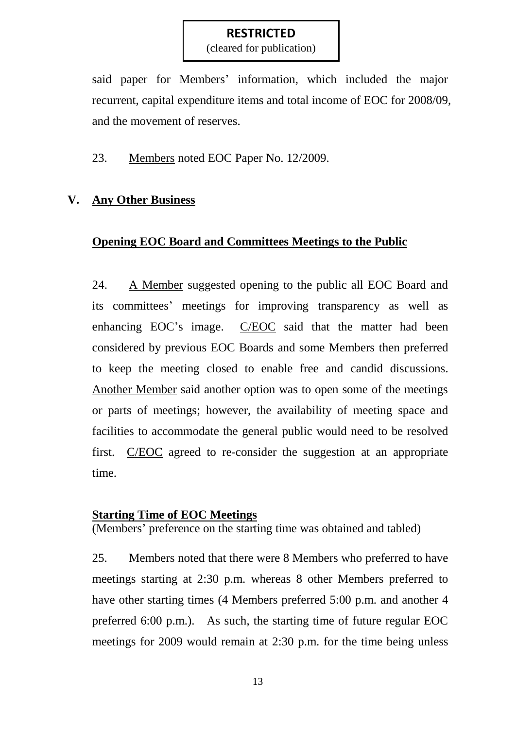**RESTRICTED**
(cleared for publication)

said paper for Members' information, which included the major recurrent, capital expenditure items and total income of EOC for 2008/09, and the movement of reserves.

23. Members noted EOC Paper No. 12/2009.

## V. Any Other Business

### Opening EOC Board and Committees Meetings to the Public

24. A Member suggested opening to the public all EOC Board and its committees' meetings for improving transparency as well as enhancing EOC's image. C/EOC said that the matter had been considered by previous EOC Boards and some Members then preferred to keep the meeting closed to enable free and candid discussions. Another Member said another option was to open some of the meetings or parts of meetings; however, the availability of meeting space and facilities to accommodate the general public would need to be resolved first. C/EOC agreed to re-consider the suggestion at an appropriate time.

### Starting Time of EOC Meetings

(Members' preference on the starting time was obtained and tabled)

25. Members noted that there were 8 Members who preferred to have meetings starting at 2:30 p.m. whereas 8 other Members preferred to have other starting times (4 Members preferred 5:00 p.m. and another 4 preferred 6:00 p.m.). As such, the starting time of future regular EOC meetings for 2009 would remain at 2:30 p.m. for the time being unless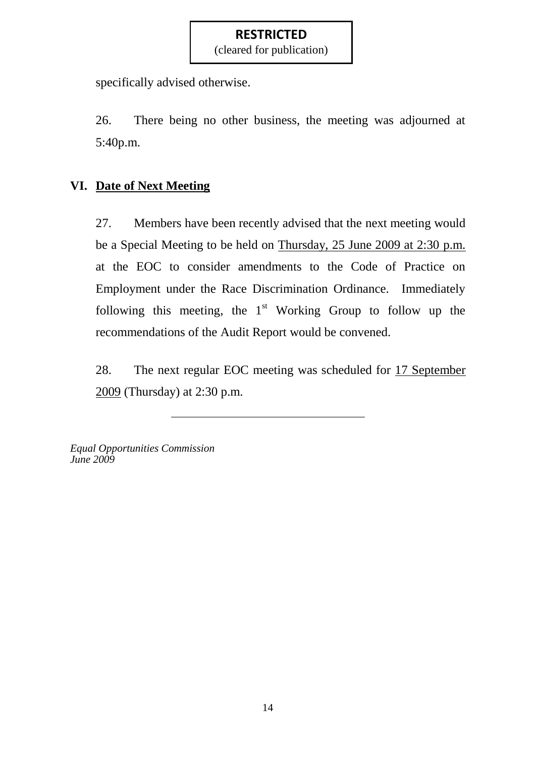**RESTRICTED**
(cleared for publication)

specifically advised otherwise.

26. There being no other business, the meeting was adjourned at 5:40p.m.

## VI. Date of Next Meeting

27. Members have been recently advised that the next meeting would be a Special Meeting to be held on Thursday, 25 June 2009 at 2:30 p.m. at the EOC to consider amendments to the Code of Practice on Employment under the Race Discrimination Ordinance. Immediately following this meeting, the 1st Working Group to follow up the recommendations of the Audit Report would be convened.

28. The next regular EOC meeting was scheduled for 17 September 2009 (Thursday) at 2:30 p.m.

---

*Equal Opportunities Commission*
*June 2009*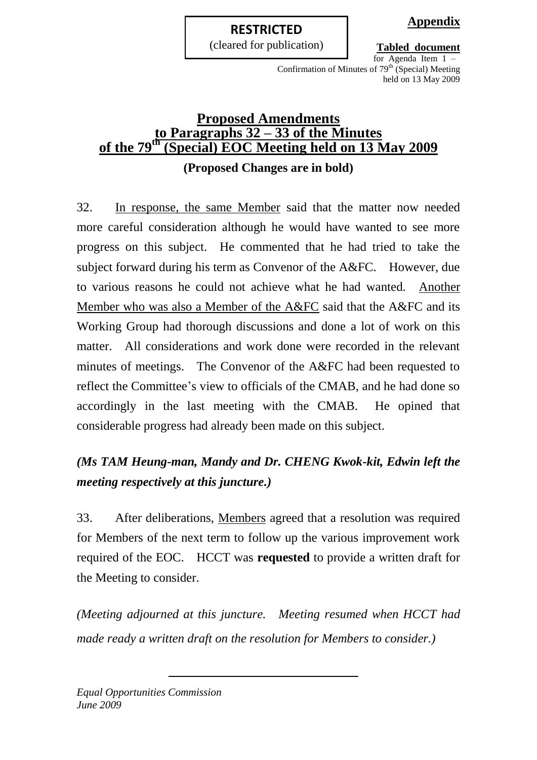**RESTRICTED**
(cleared for publication)

**Appendix**

**Tabled document**
for Agenda Item 1 –
Confirmation of Minutes of 79th (Special) Meeting
held on 13 May 2009

# Proposed Amendments to Paragraphs 32 – 33 of the Minutes of the 79th (Special) EOC Meeting held on 13 May 2009

**(Proposed Changes are in bold)**

32. In response, the same Member said that the matter now needed more careful consideration although he would have wanted to see more progress on this subject. He commented that he had tried to take the subject forward during his term as Convenor of the A&FC. However, due to various reasons he could not achieve what he had wanted. Another Member who was also a Member of the A&FC said that the A&FC and its Working Group had thorough discussions and done a lot of work on this matter. All considerations and work done were recorded in the relevant minutes of meetings. The Convenor of the A&FC had been requested to reflect the Committee's view to officials of the CMAB, and he had done so accordingly in the last meeting with the CMAB. He opined that considerable progress had already been made on this subject.

***(Ms TAM Heung-man, Mandy and Dr. CHENG Kwok-kit, Edwin left the meeting respectively at this juncture.)***

33. After deliberations, Members agreed that a resolution was required for Members of the next term to follow up the various improvement work required of the EOC. HCCT was **requested** to provide a written draft for the Meeting to consider.

*(Meeting adjourned at this juncture. Meeting resumed when HCCT had made ready a written draft on the resolution for Members to consider.)*

---

*Equal Opportunities Commission*
*June 2009*